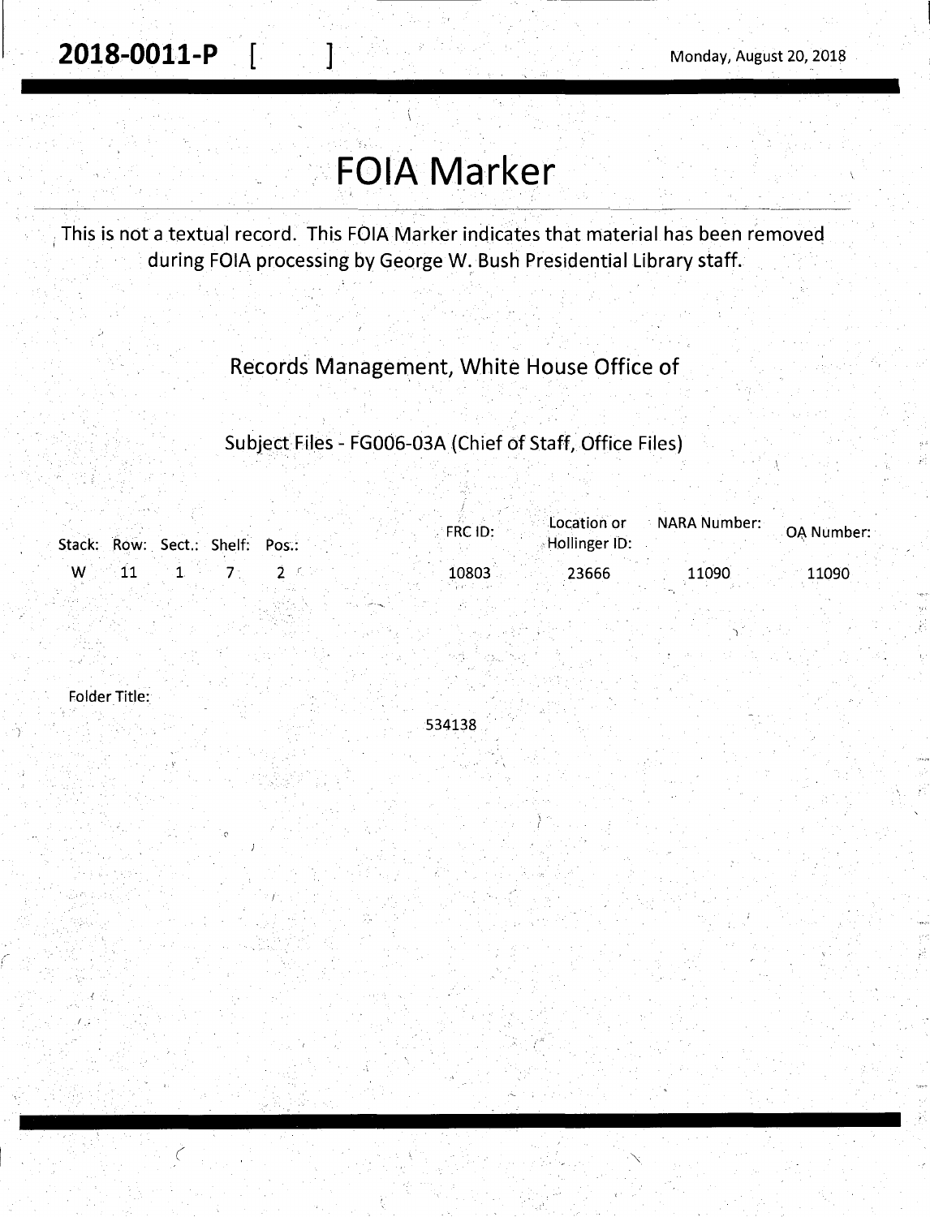**2018-0011-P** [ ] Monday, August 20, 2018

# FOIA Marker

This is not a textual record. This FOIA Marker indicates that material has been removed during FOIA processing by George W. Bush Presidential Library staff.

## Records Management, White House Office of

### Subject Files - FG006-03A (Chief of Staff, Office Files)

| Stack: | Row: | Sect.: | Shelf: | Pos.: | FRC ID: | Location or Hollinger ID: | NARA Number: | OA Number: |
|---|---|---|---|---|---|---|---|---|
| W | 11 | 1 | 7 | 2 | 10803 | 23666 | 11090 | 11090 |

Folder Title:

534138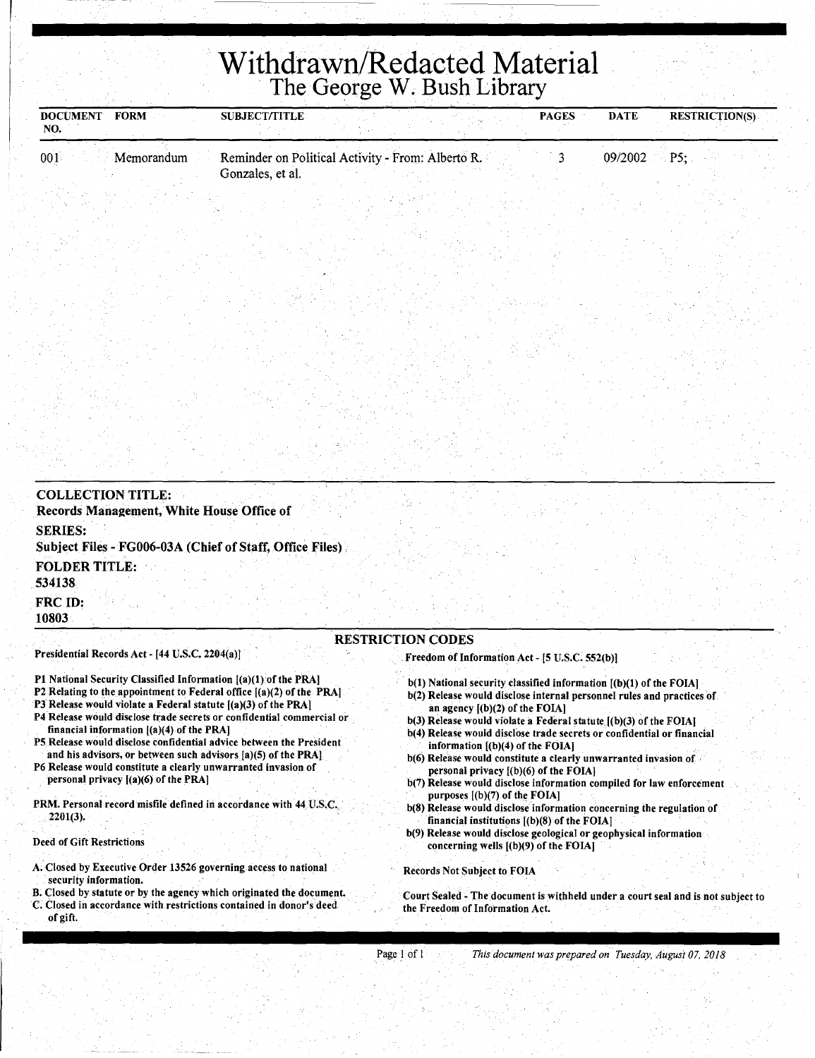# Withdrawn/Redacted Material

## The George W. Bush Library

| DOCUMENT NO. | FORM | SUBJECT/TITLE | PAGES | DATE | RESTRICTION(S) |
|---|---|---|---|---|---|
| 001 | Memorandum | Reminder on Political Activity - From: Alberto R. Gonzales, et al. | 3 | 09/2002 | P5; |

**COLLECTION TITLE:**
**Records Management, White House Office of**

**SERIES:**
**Subject Files - FG006-03A (Chief of Staff, Office Files)**

**FOLDER TITLE:**
**534138**

**FRC ID:**
**10803**

### RESTRICTION CODES

**Presidential Records Act - [44 U.S.C. 2204(a)]**

**P1 National Security Classified Information [(a)(1) of the PRA]**
**P2 Relating to the appointment to Federal office [(a)(2) of the PRA]**
**P3 Release would violate a Federal statute [(a)(3) of the PRA]**
**P4 Release would disclose trade secrets or confidential commercial or financial information [(a)(4) of the PRA]**
**P5 Release would disclose confidential advice between the President and his advisors, or between such advisors [a)(5) of the PRA]**
**P6 Release would constitute a clearly unwarranted invasion of personal privacy [(a)(6) of the PRA]**

**PRM. Personal record misfile defined in accordance with 44 U.S.C. 2201(3).**

**Deed of Gift Restrictions**

**A. Closed by Executive Order 13526 governing access to national security information.**
**B. Closed by statute or by the agency which originated the document.**
**C. Closed in accordance with restrictions contained in donor's deed of gift.**

**Freedom of Information Act - [5 U.S.C. 552(b)]**

**b(1) National security classified information [(b)(1) of the FOIA]**
**b(2) Release would disclose internal personnel rules and practices of an agency [(b)(2) of the FOIA]**
**b(3) Release would violate a Federal statute [(b)(3) of the FOIA]**
**b(4) Release would disclose trade secrets or confidential or financial information [(b)(4) of the FOIA]**
**b(6) Release would constitute a clearly unwarranted invasion of personal privacy [(b)(6) of the FOIA]**
**b(7) Release would disclose information compiled for law enforcement purposes [(b)(7) of the FOIA]**
**b(8) Release would disclose information concerning the regulation of financial institutions [(b)(8) of the FOIA]**
**b(9) Release would disclose geological or geophysical information concerning wells [(b)(9) of the FOIA]**

**Records Not Subject to FOIA**

**Court Sealed - The document is withheld under a court seal and is not subject to the Freedom of Information Act.**

*This document was prepared on Tuesday, August 07, 2018*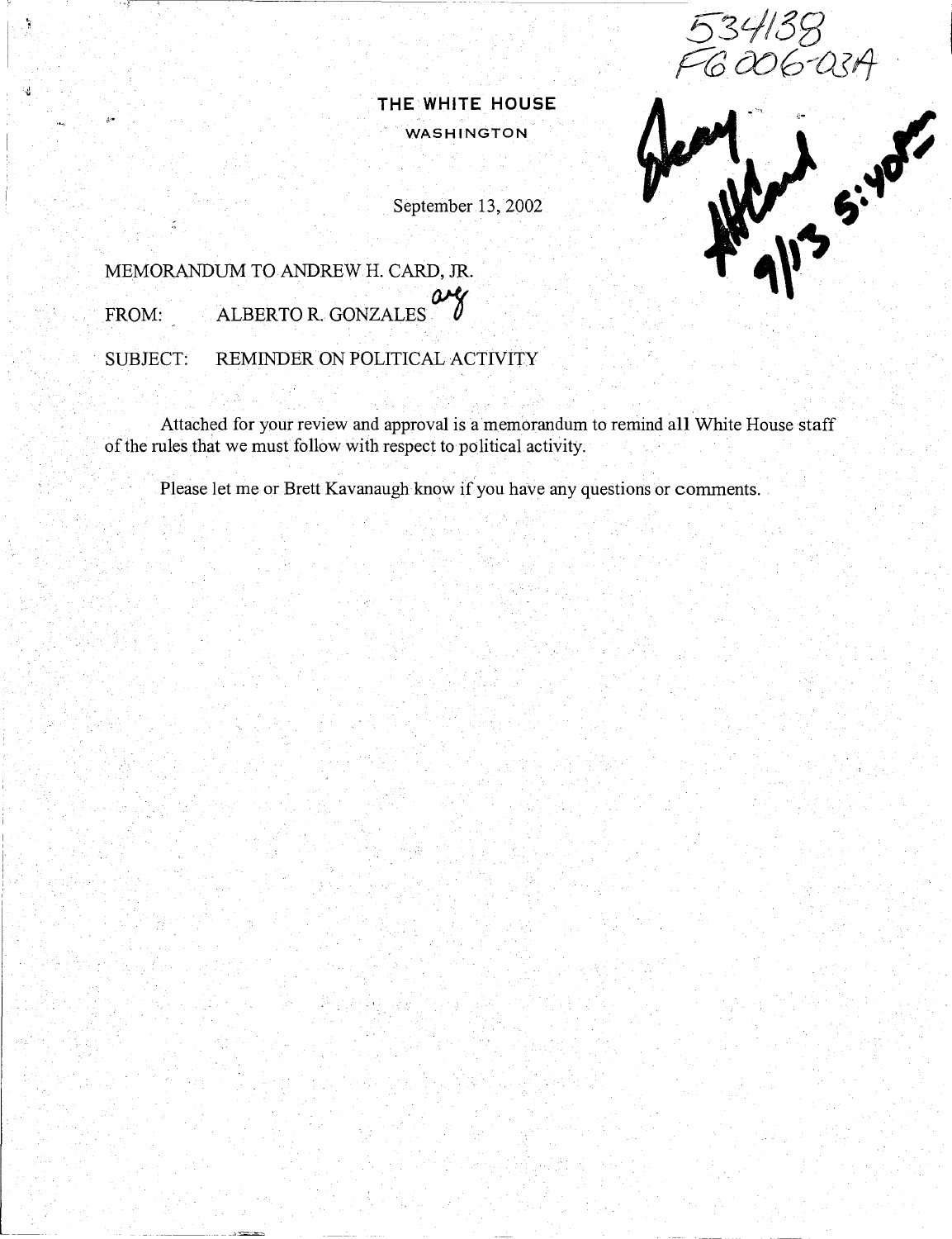534138
FG006-03A

Okay
AHCard
9/13 5:40pm

**THE WHITE HOUSE**

WASHINGTON

September 13, 2002

MEMORANDUM TO ANDREW H. CARD, JR.

FROM: ALBERTO R. GONZALES

SUBJECT: REMINDER ON POLITICAL ACTIVITY

Attached for your review and approval is a memorandum to remind all White House staff of the rules that we must follow with respect to political activity.

Please let me or Brett Kavanaugh know if you have any questions or comments.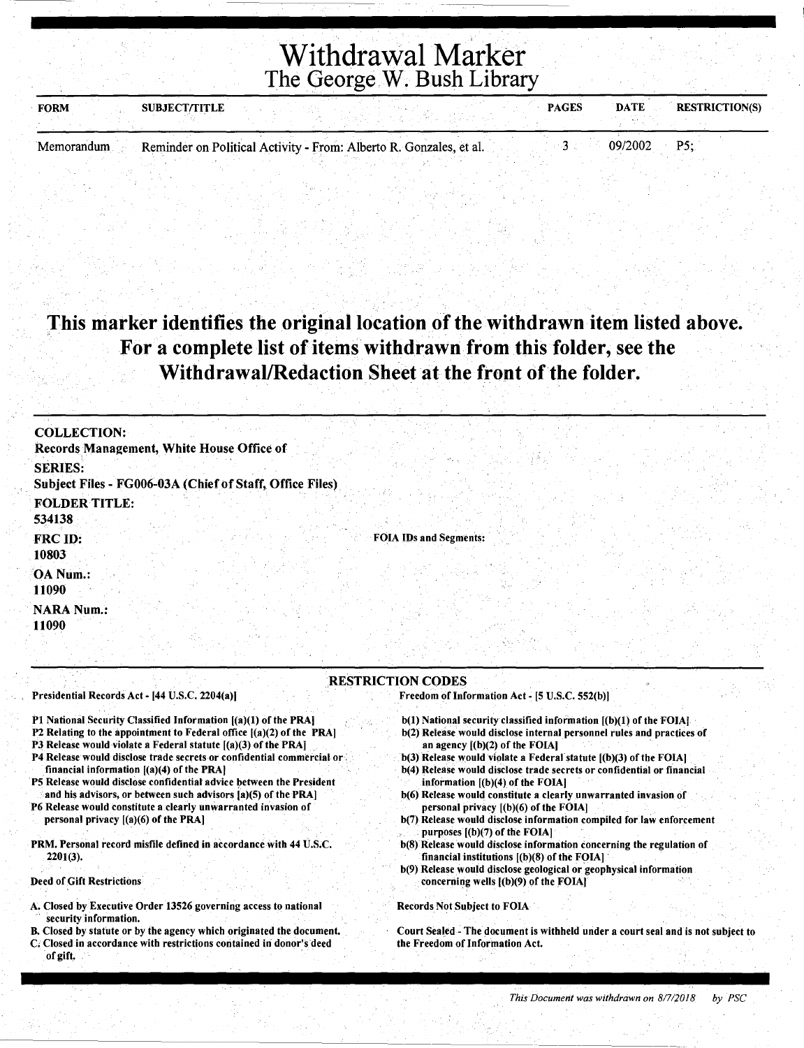# Withdrawal Marker
## The George W. Bush Library

| FORM | SUBJECT/TITLE | PAGES | DATE | RESTRICTION(S) |
| --- | --- | --- | --- | --- |
| Memorandum | Reminder on Political Activity - From: Alberto R. Gonzales, et al. | 3 | 09/2002 | P5; |

**This marker identifies the original location of the withdrawn item listed above. For a complete list of items withdrawn from this folder, see the Withdrawal/Redaction Sheet at the front of the folder.**

**COLLECTION:**
**Records Management, White House Office of**

**SERIES:**
**Subject Files - FG006-03A (Chief of Staff, Office Files)**

**FOLDER TITLE:**
**534138**

**FRC ID:**
**10803**

**FOIA IDs and Segments:**

**OA Num.:**
**11090**

**NARA Num.:**
**11090**

**RESTRICTION CODES**

**Presidential Records Act - [44 U.S.C. 2204(a)]**

P1 National Security Classified Information [(a)(1) of the PRA]
P2 Relating to the appointment to Federal office [(a)(2) of the PRA]
P3 Release would violate a Federal statute [(a)(3) of the PRA]
P4 Release would disclose trade secrets or confidential commercial or financial information [(a)(4) of the PRA]
P5 Release would disclose confidential advice between the President and his advisors, or between such advisors [a)(5) of the PRA]
P6 Release would constitute a clearly unwarranted invasion of personal privacy [(a)(6) of the PRA]

PRM. Personal record misfile defined in accordance with 44 U.S.C. 2201(3).

Deed of Gift Restrictions

A. Closed by Executive Order 13526 governing access to national security information.
B. Closed by statute or by the agency which originated the document.
C. Closed in accordance with restrictions contained in donor's deed of gift.

**Freedom of Information Act - [5 U.S.C. 552(b)]**

b(1) National security classified information [(b)(1) of the FOIA]
b(2) Release would disclose internal personnel rules and practices of an agency [(b)(2) of the FOIA]
b(3) Release would violate a Federal statute [(b)(3) of the FOIA]
b(4) Release would disclose trade secrets or confidential or financial information [(b)(4) of the FOIA]
b(6) Release would constitute a clearly unwarranted invasion of personal privacy [(b)(6) of the FOIA]
b(7) Release would disclose information compiled for law enforcement purposes [(b)(7) of the FOIA]
b(8) Release would disclose information concerning the regulation of financial institutions [(b)(8) of the FOIA]
b(9) Release would disclose geological or geophysical information concerning wells [(b)(9) of the FOIA]

Records Not Subject to FOIA

Court Sealed - The document is withheld under a court seal and is not subject to the Freedom of Information Act.

*This Document was withdrawn on 8/7/2018 by PSC*